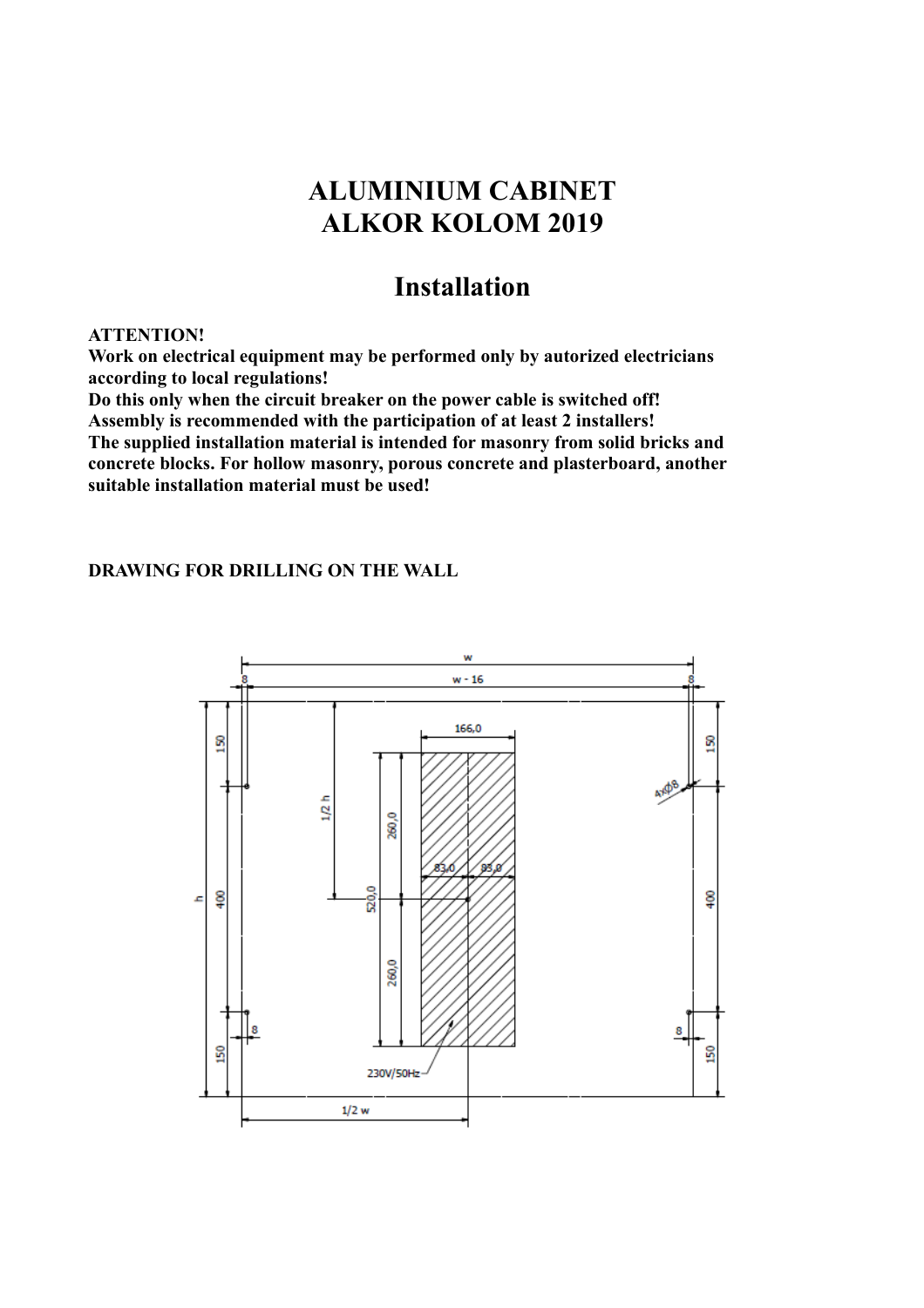# ALUMINIUM CABINET
# ALKOR KOLOM 2019

## Installation

**ATTENTION!**
**Work on electrical equipment may be performed only by autorized electricians according to local regulations!**
**Do this only when the circuit breaker on the power cable is switched off!**
**Assembly is recommended with the participation of at least 2 installers!**
**The supplied installation material is intended for masonry from solid bricks and concrete blocks. For hollow masonry, porous concrete and plasterboard, another suitable installation material must be used!**

**DRAWING FOR DRILLING ON THE WALL**

w
w - 16
8
8
150
150
1/2 h
166,0
4xØ8
260,0
83,0
83,0
h
400
400
520,0
260,0
8
8
150
150
230V/50Hz
1/2 w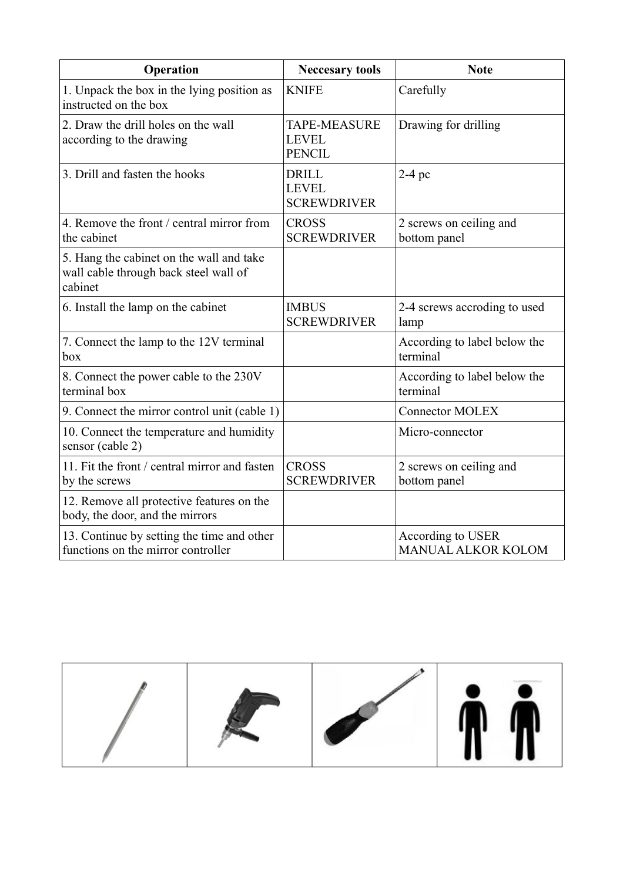| Operation | Neccesary tools | Note |
| --- | --- | --- |
| 1. Unpack the box in the lying position as instructed on the box | KNIFE | Carefully |
| 2. Draw the drill holes on the wall according to the drawing | TAPE-MEASURE LEVEL PENCIL | Drawing for drilling |
| 3. Drill and fasten the hooks | DRILL LEVEL SCREWDRIVER | 2-4 pc |
| 4. Remove the front / central mirror from the cabinet | CROSS SCREWDRIVER | 2 screws on ceiling and bottom panel |
| 5. Hang the cabinet on the wall and take wall cable through back steel wall of cabinet | | |
| 6. Install the lamp on the cabinet | IMBUS SCREWDRIVER | 2-4 screws accroding to used lamp |
| 7. Connect the lamp to the 12V terminal box | | According to label below the terminal |
| 8. Connect the power cable to the 230V terminal box | | According to label below the terminal |
| 9. Connect the mirror control unit (cable 1) | | Connector MOLEX |
| 10. Connect the temperature and humidity sensor (cable 2) | | Micro-connector |
| 11. Fit the front / central mirror and fasten by the screws | CROSS SCREWDRIVER | 2 screws on ceiling and bottom panel |
| 12. Remove all protective features on the body, the door, and the mirrors | | |
| 13. Continue by setting the time and other functions on the mirror controller | | According to USER MANUAL ALKOR KOLOM |